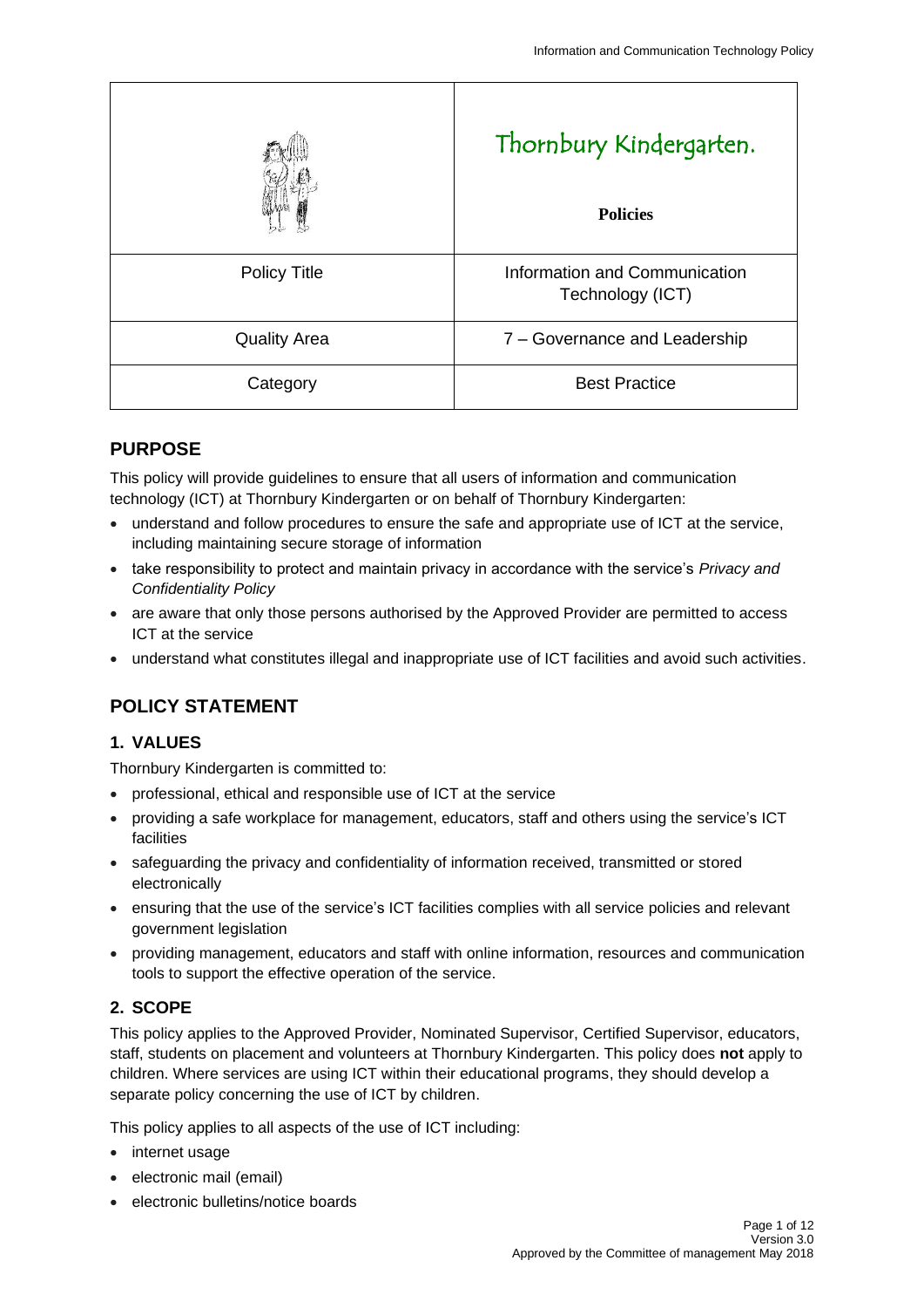| | Thornbury Kindergarten.<br><br>**Policies** |
|---|---|
| Policy Title | Information and Communication Technology (ICT) |
| Quality Area | 7 – Governance and Leadership |
| Category | Best Practice |

## PURPOSE

This policy will provide guidelines to ensure that all users of information and communication technology (ICT) at Thornbury Kindergarten or on behalf of Thornbury Kindergarten:

- understand and follow procedures to ensure the safe and appropriate use of ICT at the service, including maintaining secure storage of information
- take responsibility to protect and maintain privacy in accordance with the service's *Privacy and Confidentiality Policy*
- are aware that only those persons authorised by the Approved Provider are permitted to access ICT at the service
- understand what constitutes illegal and inappropriate use of ICT facilities and avoid such activities.

## POLICY STATEMENT

### 1. VALUES

Thornbury Kindergarten is committed to:

- professional, ethical and responsible use of ICT at the service
- providing a safe workplace for management, educators, staff and others using the service's ICT facilities
- safeguarding the privacy and confidentiality of information received, transmitted or stored electronically
- ensuring that the use of the service's ICT facilities complies with all service policies and relevant government legislation
- providing management, educators and staff with online information, resources and communication tools to support the effective operation of the service.

### 2. SCOPE

This policy applies to the Approved Provider, Nominated Supervisor, Certified Supervisor, educators, staff, students on placement and volunteers at Thornbury Kindergarten. This policy does **not** apply to children. Where services are using ICT within their educational programs, they should develop a separate policy concerning the use of ICT by children.

This policy applies to all aspects of the use of ICT including:

- internet usage
- electronic mail (email)
- electronic bulletins/notice boards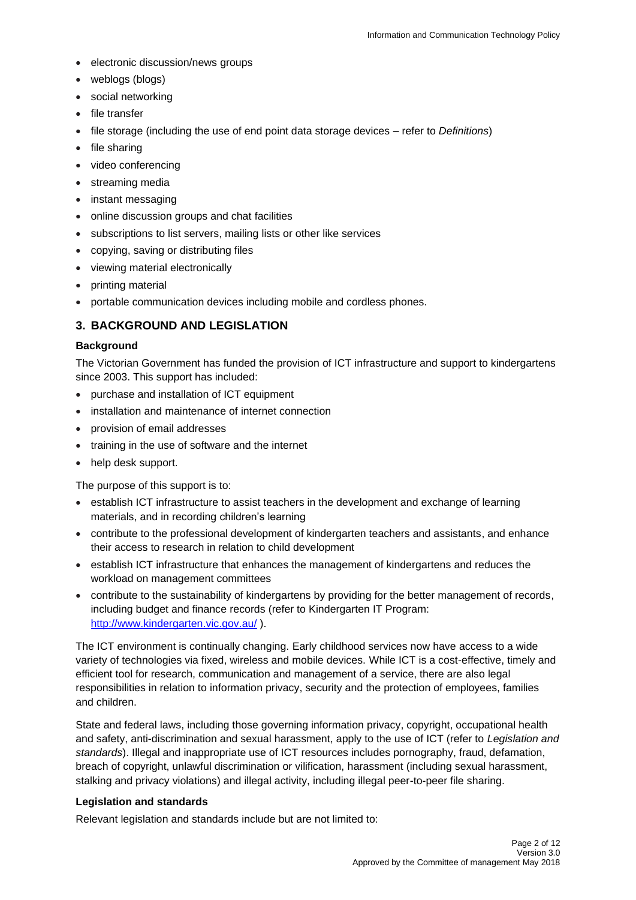- electronic discussion/news groups
- weblogs (blogs)
- social networking
- file transfer
- file storage (including the use of end point data storage devices – refer to *Definitions*)
- file sharing
- video conferencing
- streaming media
- instant messaging
- online discussion groups and chat facilities
- subscriptions to list servers, mailing lists or other like services
- copying, saving or distributing files
- viewing material electronically
- printing material
- portable communication devices including mobile and cordless phones.

## 3. BACKGROUND AND LEGISLATION

### Background

The Victorian Government has funded the provision of ICT infrastructure and support to kindergartens since 2003. This support has included:

- purchase and installation of ICT equipment
- installation and maintenance of internet connection
- provision of email addresses
- training in the use of software and the internet
- help desk support.

The purpose of this support is to:

- establish ICT infrastructure to assist teachers in the development and exchange of learning materials, and in recording children's learning
- contribute to the professional development of kindergarten teachers and assistants, and enhance their access to research in relation to child development
- establish ICT infrastructure that enhances the management of kindergartens and reduces the workload on management committees
- contribute to the sustainability of kindergartens by providing for the better management of records, including budget and finance records (refer to Kindergarten IT Program: http://www.kindergarten.vic.gov.au/ ).

The ICT environment is continually changing. Early childhood services now have access to a wide variety of technologies via fixed, wireless and mobile devices. While ICT is a cost-effective, timely and efficient tool for research, communication and management of a service, there are also legal responsibilities in relation to information privacy, security and the protection of employees, families and children.

State and federal laws, including those governing information privacy, copyright, occupational health and safety, anti-discrimination and sexual harassment, apply to the use of ICT (refer to *Legislation and standards*). Illegal and inappropriate use of ICT resources includes pornography, fraud, defamation, breach of copyright, unlawful discrimination or vilification, harassment (including sexual harassment, stalking and privacy violations) and illegal activity, including illegal peer-to-peer file sharing.

### Legislation and standards

Relevant legislation and standards include but are not limited to: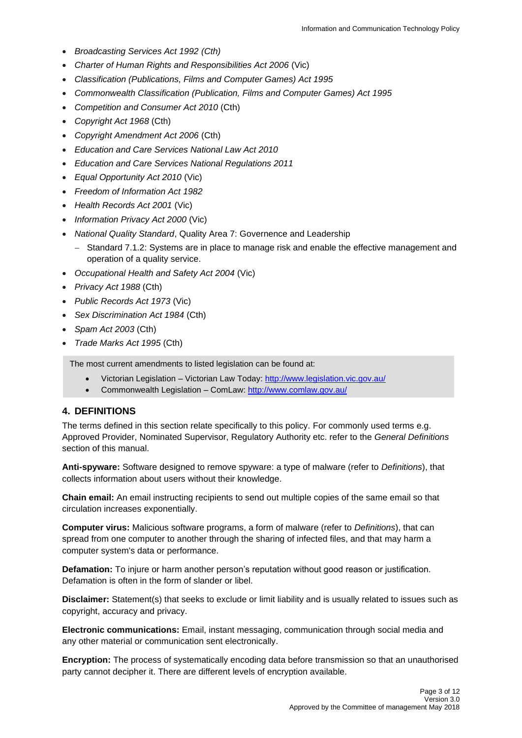- *Broadcasting Services Act 1992 (Cth)*
- *Charter of Human Rights and Responsibilities Act 2006* (Vic)
- *Classification (Publications, Films and Computer Games) Act 1995*
- *Commonwealth Classification (Publication, Films and Computer Games) Act 1995*
- *Competition and Consumer Act 2010* (Cth)
- *Copyright Act 1968* (Cth)
- *Copyright Amendment Act 2006* (Cth)
- *Education and Care Services National Law Act 2010*
- *Education and Care Services National Regulations 2011*
- *Equal Opportunity Act 2010* (Vic)
- *Freedom of Information Act 1982*
- *Health Records Act 2001* (Vic)
- *Information Privacy Act 2000* (Vic)
- *National Quality Standard*, Quality Area 7: Governence and Leadership
  - Standard 7.1.2: Systems are in place to manage risk and enable the effective management and operation of a quality service.
- *Occupational Health and Safety Act 2004* (Vic)
- *Privacy Act 1988* (Cth)
- *Public Records Act 1973* (Vic)
- *Sex Discrimination Act 1984* (Cth)
- *Spam Act 2003* (Cth)
- *Trade Marks Act 1995* (Cth)

The most current amendments to listed legislation can be found at:

- Victorian Legislation – Victorian Law Today: http://www.legislation.vic.gov.au/
- Commonwealth Legislation – ComLaw: http://www.comlaw.gov.au/

## 4. DEFINITIONS

The terms defined in this section relate specifically to this policy. For commonly used terms e.g. Approved Provider, Nominated Supervisor, Regulatory Authority etc. refer to the *General Definitions* section of this manual.

**Anti-spyware:** Software designed to remove spyware: a type of malware (refer to *Definitions*), that collects information about users without their knowledge.

**Chain email:** An email instructing recipients to send out multiple copies of the same email so that circulation increases exponentially.

**Computer virus:** Malicious software programs, a form of malware (refer to *Definitions*), that can spread from one computer to another through the sharing of infected files, and that may harm a computer system's data or performance.

**Defamation:** To injure or harm another person's reputation without good reason or justification. Defamation is often in the form of slander or libel.

**Disclaimer:** Statement(s) that seeks to exclude or limit liability and is usually related to issues such as copyright, accuracy and privacy.

**Electronic communications:** Email, instant messaging, communication through social media and any other material or communication sent electronically.

**Encryption:** The process of systematically encoding data before transmission so that an unauthorised party cannot decipher it. There are different levels of encryption available.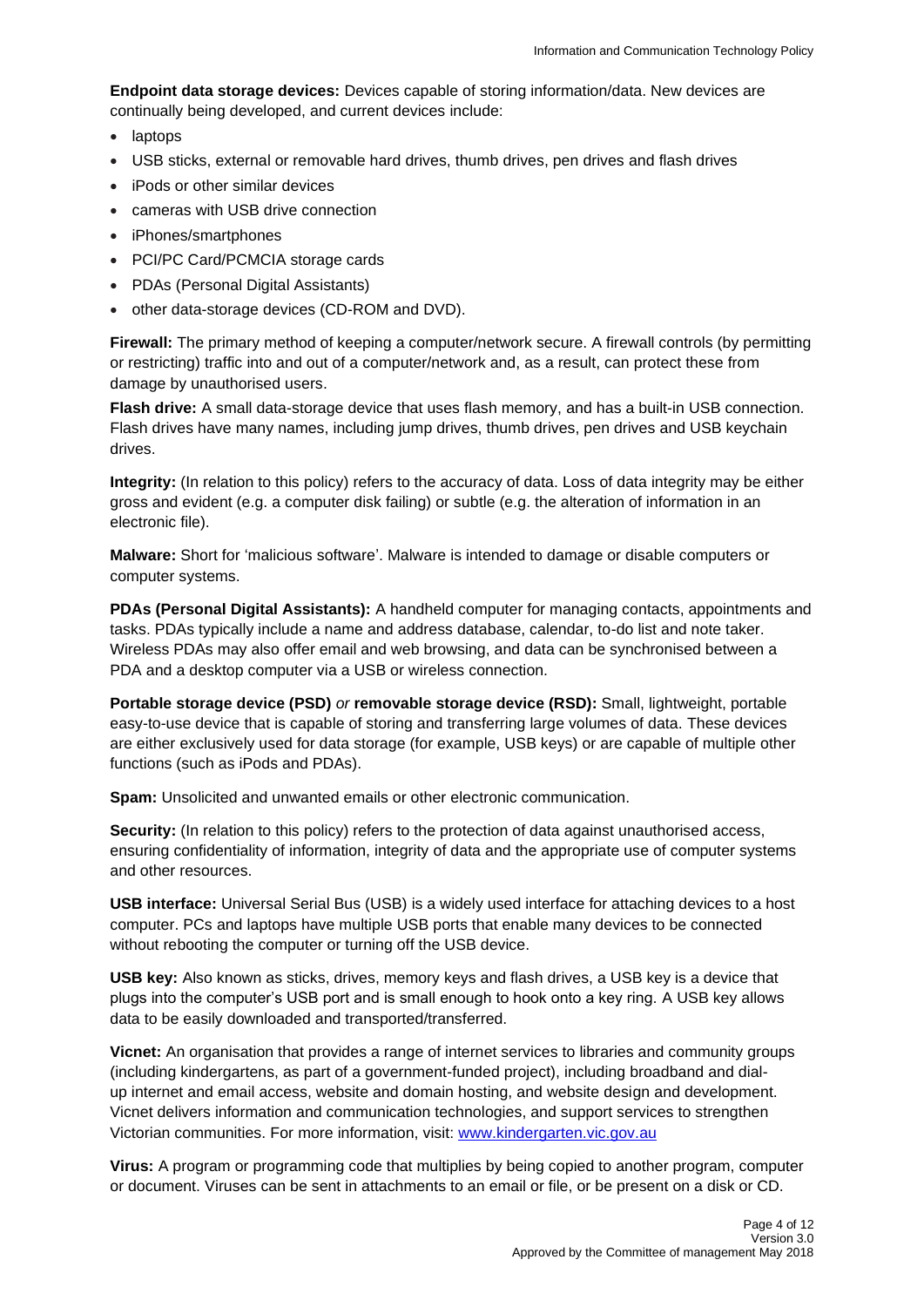**Endpoint data storage devices:** Devices capable of storing information/data. New devices are continually being developed, and current devices include:

- laptops
- USB sticks, external or removable hard drives, thumb drives, pen drives and flash drives
- iPods or other similar devices
- cameras with USB drive connection
- iPhones/smartphones
- PCI/PC Card/PCMCIA storage cards
- PDAs (Personal Digital Assistants)
- other data-storage devices (CD-ROM and DVD).

**Firewall:** The primary method of keeping a computer/network secure. A firewall controls (by permitting or restricting) traffic into and out of a computer/network and, as a result, can protect these from damage by unauthorised users.

**Flash drive:** A small data-storage device that uses flash memory, and has a built-in USB connection. Flash drives have many names, including jump drives, thumb drives, pen drives and USB keychain drives.

**Integrity:** (In relation to this policy) refers to the accuracy of data. Loss of data integrity may be either gross and evident (e.g. a computer disk failing) or subtle (e.g. the alteration of information in an electronic file).

**Malware:** Short for 'malicious software'. Malware is intended to damage or disable computers or computer systems.

**PDAs (Personal Digital Assistants):** A handheld computer for managing contacts, appointments and tasks. PDAs typically include a name and address database, calendar, to-do list and note taker. Wireless PDAs may also offer email and web browsing, and data can be synchronised between a PDA and a desktop computer via a USB or wireless connection.

**Portable storage device (PSD)** *or* **removable storage device (RSD):** Small, lightweight, portable easy-to-use device that is capable of storing and transferring large volumes of data. These devices are either exclusively used for data storage (for example, USB keys) or are capable of multiple other functions (such as iPods and PDAs).

**Spam:** Unsolicited and unwanted emails or other electronic communication.

**Security:** (In relation to this policy) refers to the protection of data against unauthorised access, ensuring confidentiality of information, integrity of data and the appropriate use of computer systems and other resources.

**USB interface:** Universal Serial Bus (USB) is a widely used interface for attaching devices to a host computer. PCs and laptops have multiple USB ports that enable many devices to be connected without rebooting the computer or turning off the USB device.

**USB key:** Also known as sticks, drives, memory keys and flash drives, a USB key is a device that plugs into the computer's USB port and is small enough to hook onto a key ring. A USB key allows data to be easily downloaded and transported/transferred.

**Vicnet:** An organisation that provides a range of internet services to libraries and community groups (including kindergartens, as part of a government-funded project), including broadband and dial-up internet and email access, website and domain hosting, and website design and development. Vicnet delivers information and communication technologies, and support services to strengthen Victorian communities. For more information, visit: [www.kindergarten.vic.gov.au](www.kindergarten.vic.gov.au)

**Virus:** A program or programming code that multiplies by being copied to another program, computer or document. Viruses can be sent in attachments to an email or file, or be present on a disk or CD.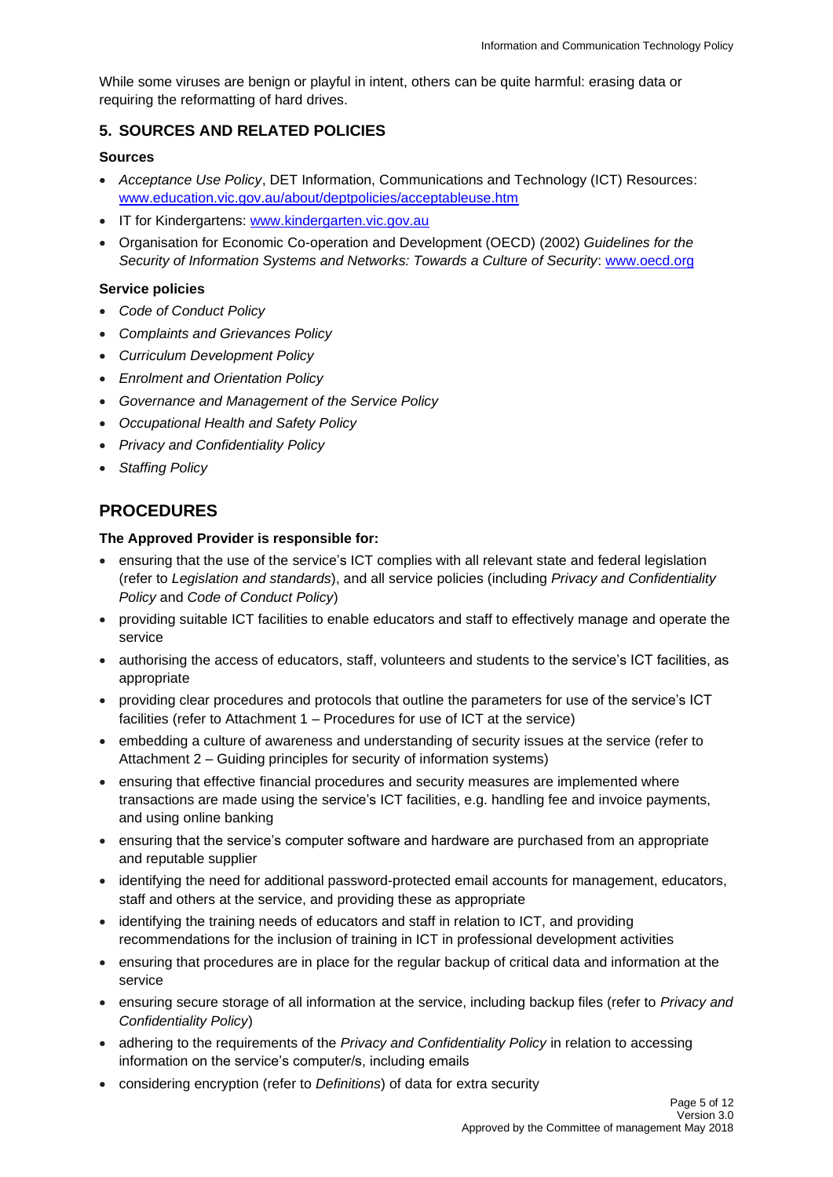While some viruses are benign or playful in intent, others can be quite harmful: erasing data or requiring the reformatting of hard drives.

## 5. SOURCES AND RELATED POLICIES

### Sources

- *Acceptance Use Policy*, DET Information, Communications and Technology (ICT) Resources: [www.education.vic.gov.au/about/deptpolicies/acceptableuse.htm](www.education.vic.gov.au/about/deptpolicies/acceptableuse.htm)
- IT for Kindergartens: [www.kindergarten.vic.gov.au](www.kindergarten.vic.gov.au)
- Organisation for Economic Co-operation and Development (OECD) (2002) *Guidelines for the Security of Information Systems and Networks: Towards a Culture of Security*: [www.oecd.org](www.oecd.org)

### Service policies

- *Code of Conduct Policy*
- *Complaints and Grievances Policy*
- *Curriculum Development Policy*
- *Enrolment and Orientation Policy*
- *Governance and Management of the Service Policy*
- *Occupational Health and Safety Policy*
- *Privacy and Confidentiality Policy*
- *Staffing Policy*

# PROCEDURES

**The Approved Provider is responsible for:**

- ensuring that the use of the service's ICT complies with all relevant state and federal legislation (refer to *Legislation and standards*), and all service policies (including *Privacy and Confidentiality Policy* and *Code of Conduct Policy*)
- providing suitable ICT facilities to enable educators and staff to effectively manage and operate the service
- authorising the access of educators, staff, volunteers and students to the service's ICT facilities, as appropriate
- providing clear procedures and protocols that outline the parameters for use of the service's ICT facilities (refer to Attachment 1 – Procedures for use of ICT at the service)
- embedding a culture of awareness and understanding of security issues at the service (refer to Attachment 2 – Guiding principles for security of information systems)
- ensuring that effective financial procedures and security measures are implemented where transactions are made using the service's ICT facilities, e.g. handling fee and invoice payments, and using online banking
- ensuring that the service's computer software and hardware are purchased from an appropriate and reputable supplier
- identifying the need for additional password-protected email accounts for management, educators, staff and others at the service, and providing these as appropriate
- identifying the training needs of educators and staff in relation to ICT, and providing recommendations for the inclusion of training in ICT in professional development activities
- ensuring that procedures are in place for the regular backup of critical data and information at the service
- ensuring secure storage of all information at the service, including backup files (refer to *Privacy and Confidentiality Policy*)
- adhering to the requirements of the *Privacy and Confidentiality Policy* in relation to accessing information on the service's computer/s, including emails
- considering encryption (refer to *Definitions*) of data for extra security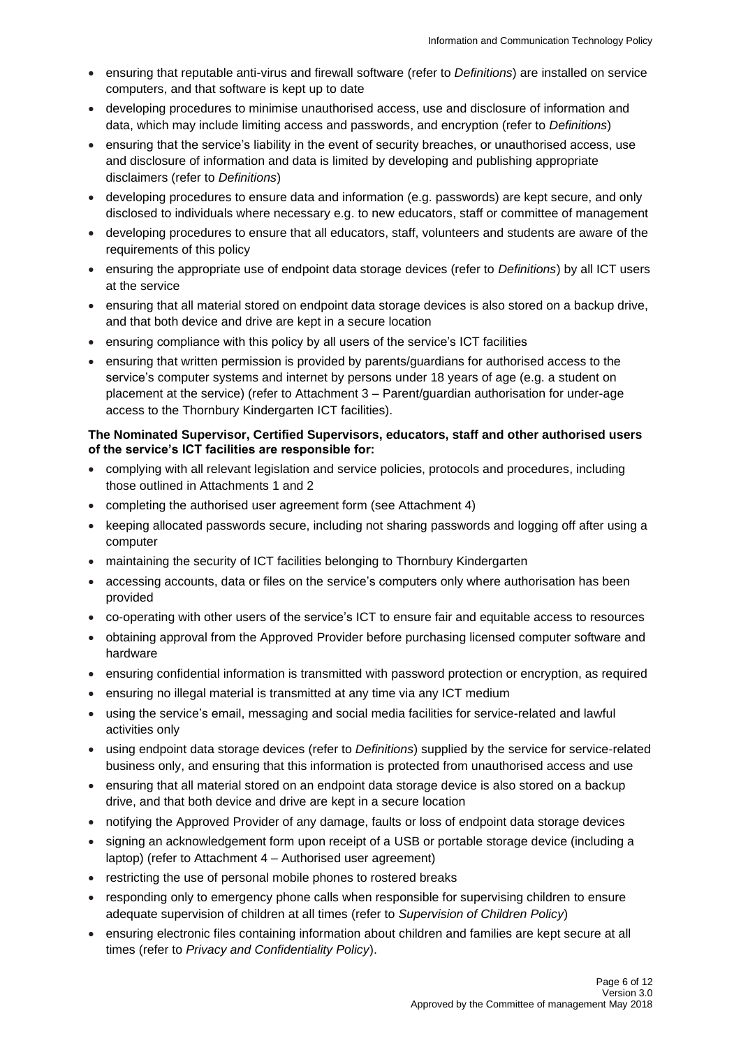- ensuring that reputable anti-virus and firewall software (refer to *Definitions*) are installed on service computers, and that software is kept up to date
- developing procedures to minimise unauthorised access, use and disclosure of information and data, which may include limiting access and passwords, and encryption (refer to *Definitions*)
- ensuring that the service's liability in the event of security breaches, or unauthorised access, use and disclosure of information and data is limited by developing and publishing appropriate disclaimers (refer to *Definitions*)
- developing procedures to ensure data and information (e.g. passwords) are kept secure, and only disclosed to individuals where necessary e.g. to new educators, staff or committee of management
- developing procedures to ensure that all educators, staff, volunteers and students are aware of the requirements of this policy
- ensuring the appropriate use of endpoint data storage devices (refer to *Definitions*) by all ICT users at the service
- ensuring that all material stored on endpoint data storage devices is also stored on a backup drive, and that both device and drive are kept in a secure location
- ensuring compliance with this policy by all users of the service's ICT facilities
- ensuring that written permission is provided by parents/guardians for authorised access to the service's computer systems and internet by persons under 18 years of age (e.g. a student on placement at the service) (refer to Attachment 3 – Parent/guardian authorisation for under-age access to the Thornbury Kindergarten ICT facilities).

**The Nominated Supervisor, Certified Supervisors, educators, staff and other authorised users of the service's ICT facilities are responsible for:**

- complying with all relevant legislation and service policies, protocols and procedures, including those outlined in Attachments 1 and 2
- completing the authorised user agreement form (see Attachment 4)
- keeping allocated passwords secure, including not sharing passwords and logging off after using a computer
- maintaining the security of ICT facilities belonging to Thornbury Kindergarten
- accessing accounts, data or files on the service's computers only where authorisation has been provided
- co-operating with other users of the service's ICT to ensure fair and equitable access to resources
- obtaining approval from the Approved Provider before purchasing licensed computer software and hardware
- ensuring confidential information is transmitted with password protection or encryption, as required
- ensuring no illegal material is transmitted at any time via any ICT medium
- using the service's email, messaging and social media facilities for service-related and lawful activities only
- using endpoint data storage devices (refer to *Definitions*) supplied by the service for service-related business only, and ensuring that this information is protected from unauthorised access and use
- ensuring that all material stored on an endpoint data storage device is also stored on a backup drive, and that both device and drive are kept in a secure location
- notifying the Approved Provider of any damage, faults or loss of endpoint data storage devices
- signing an acknowledgement form upon receipt of a USB or portable storage device (including a laptop) (refer to Attachment 4 – Authorised user agreement)
- restricting the use of personal mobile phones to rostered breaks
- responding only to emergency phone calls when responsible for supervising children to ensure adequate supervision of children at all times (refer to *Supervision of Children Policy*)
- ensuring electronic files containing information about children and families are kept secure at all times (refer to *Privacy and Confidentiality Policy*).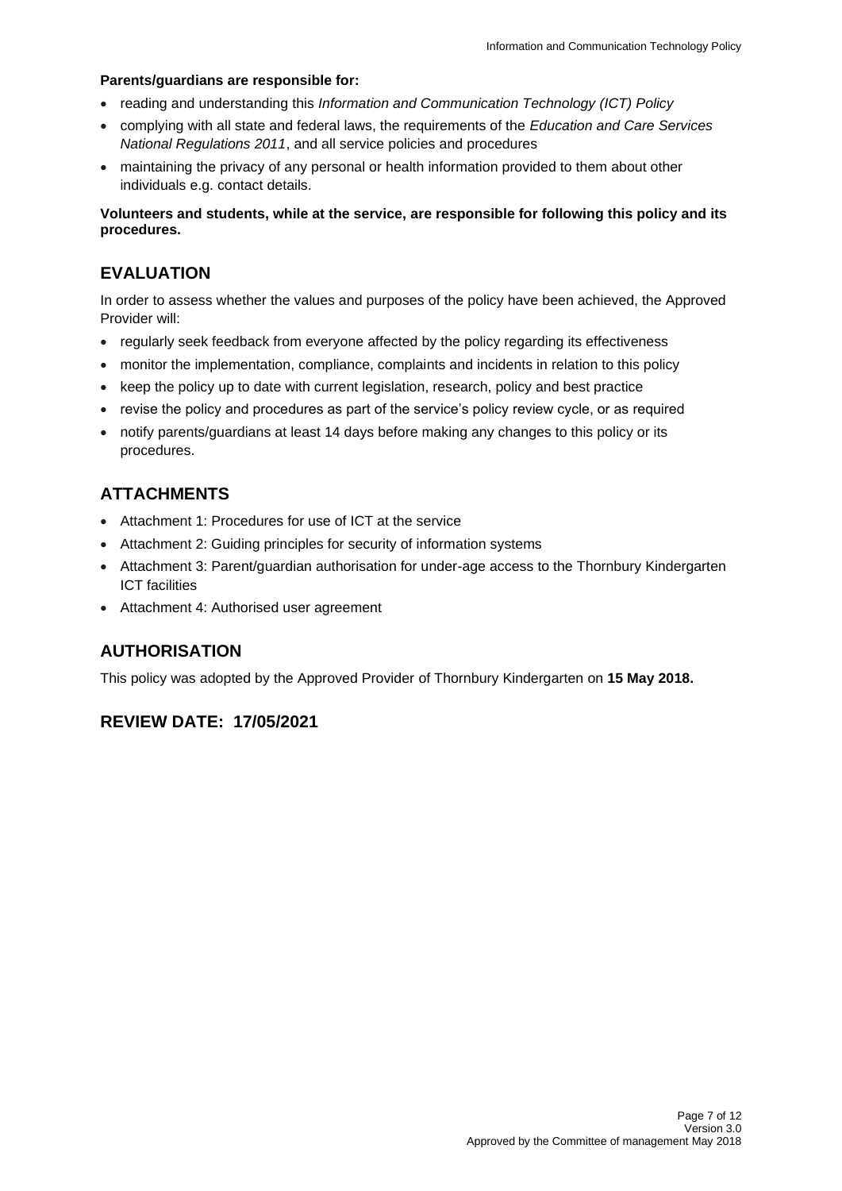**Parents/guardians are responsible for:**

- reading and understanding this *Information and Communication Technology (ICT) Policy*
- complying with all state and federal laws, the requirements of the *Education and Care Services National Regulations 2011*, and all service policies and procedures
- maintaining the privacy of any personal or health information provided to them about other individuals e.g. contact details.

**Volunteers and students, while at the service, are responsible for following this policy and its procedures.**

## EVALUATION

In order to assess whether the values and purposes of the policy have been achieved, the Approved Provider will:

- regularly seek feedback from everyone affected by the policy regarding its effectiveness
- monitor the implementation, compliance, complaints and incidents in relation to this policy
- keep the policy up to date with current legislation, research, policy and best practice
- revise the policy and procedures as part of the service's policy review cycle, or as required
- notify parents/guardians at least 14 days before making any changes to this policy or its procedures.

## ATTACHMENTS

- Attachment 1: Procedures for use of ICT at the service
- Attachment 2: Guiding principles for security of information systems
- Attachment 3: Parent/guardian authorisation for under-age access to the Thornbury Kindergarten ICT facilities
- Attachment 4: Authorised user agreement

## AUTHORISATION

This policy was adopted by the Approved Provider of Thornbury Kindergarten on **15 May 2018.**

## REVIEW DATE: 17/05/2021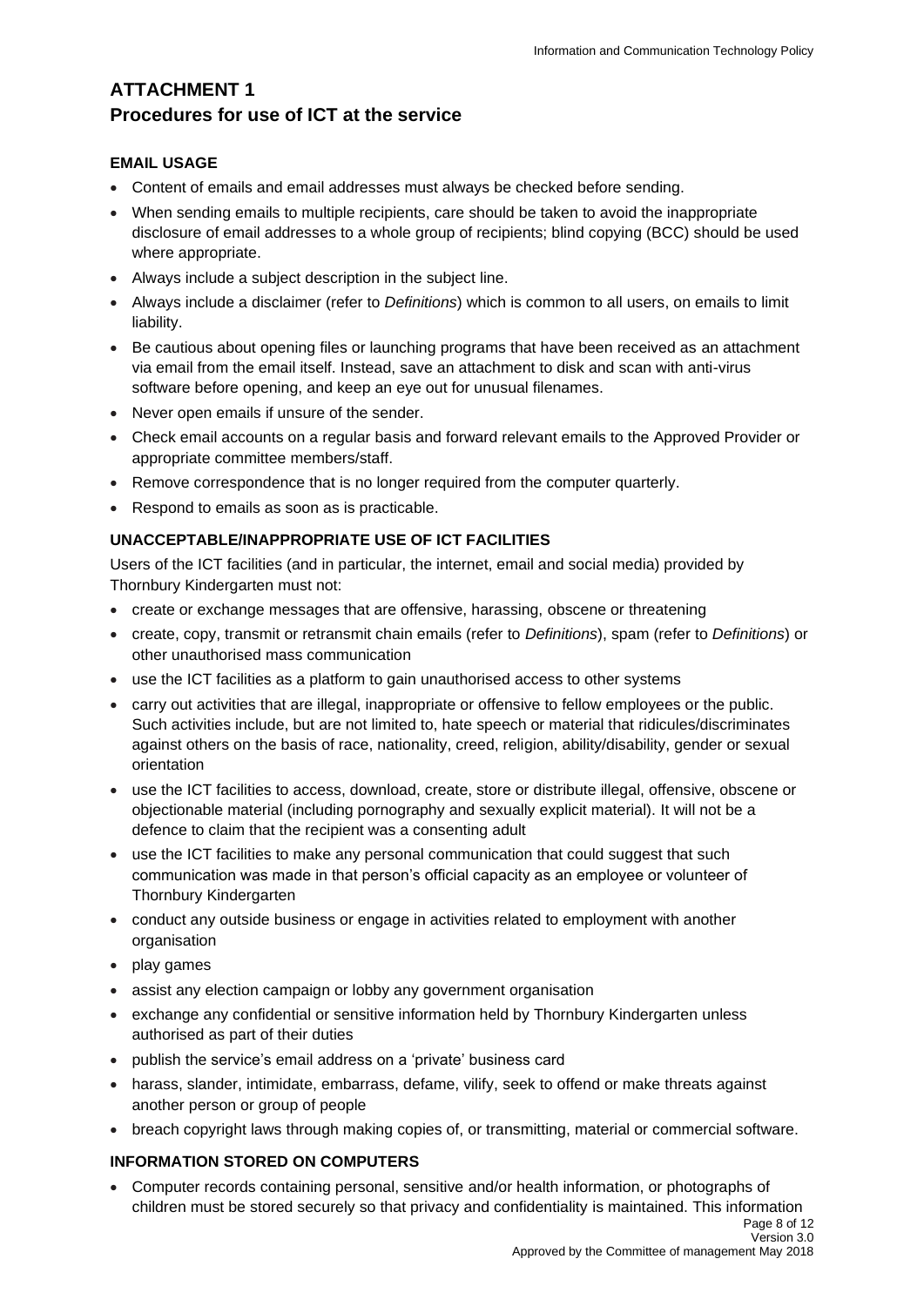## ATTACHMENT 1
## Procedures for use of ICT at the service

### EMAIL USAGE

- Content of emails and email addresses must always be checked before sending.
- When sending emails to multiple recipients, care should be taken to avoid the inappropriate disclosure of email addresses to a whole group of recipients; blind copying (BCC) should be used where appropriate.
- Always include a subject description in the subject line.
- Always include a disclaimer (refer to *Definitions*) which is common to all users, on emails to limit liability.
- Be cautious about opening files or launching programs that have been received as an attachment via email from the email itself. Instead, save an attachment to disk and scan with anti-virus software before opening, and keep an eye out for unusual filenames.
- Never open emails if unsure of the sender.
- Check email accounts on a regular basis and forward relevant emails to the Approved Provider or appropriate committee members/staff.
- Remove correspondence that is no longer required from the computer quarterly.
- Respond to emails as soon as is practicable.

### UNACCEPTABLE/INAPPROPRIATE USE OF ICT FACILITIES

Users of the ICT facilities (and in particular, the internet, email and social media) provided by Thornbury Kindergarten must not:

- create or exchange messages that are offensive, harassing, obscene or threatening
- create, copy, transmit or retransmit chain emails (refer to *Definitions*), spam (refer to *Definitions*) or other unauthorised mass communication
- use the ICT facilities as a platform to gain unauthorised access to other systems
- carry out activities that are illegal, inappropriate or offensive to fellow employees or the public. Such activities include, but are not limited to, hate speech or material that ridicules/discriminates against others on the basis of race, nationality, creed, religion, ability/disability, gender or sexual orientation
- use the ICT facilities to access, download, create, store or distribute illegal, offensive, obscene or objectionable material (including pornography and sexually explicit material). It will not be a defence to claim that the recipient was a consenting adult
- use the ICT facilities to make any personal communication that could suggest that such communication was made in that person's official capacity as an employee or volunteer of Thornbury Kindergarten
- conduct any outside business or engage in activities related to employment with another organisation
- play games
- assist any election campaign or lobby any government organisation
- exchange any confidential or sensitive information held by Thornbury Kindergarten unless authorised as part of their duties
- publish the service's email address on a 'private' business card
- harass, slander, intimidate, embarrass, defame, vilify, seek to offend or make threats against another person or group of people
- breach copyright laws through making copies of, or transmitting, material or commercial software.

### INFORMATION STORED ON COMPUTERS

- Computer records containing personal, sensitive and/or health information, or photographs of children must be stored securely so that privacy and confidentiality is maintained. This information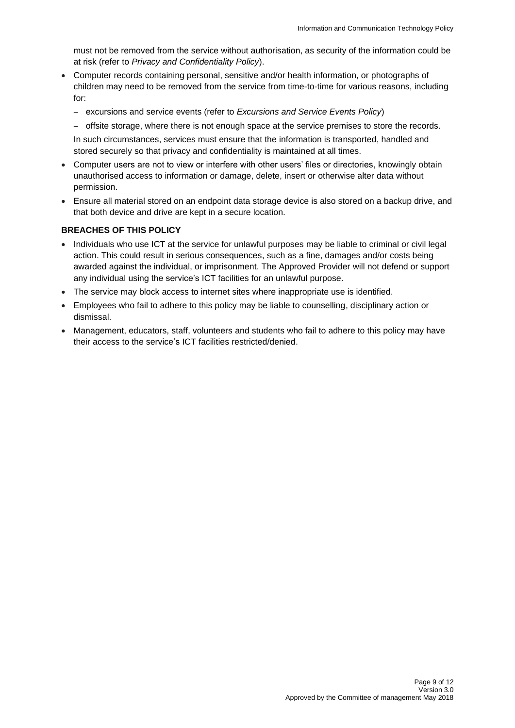must not be removed from the service without authorisation, as security of the information could be at risk (refer to *Privacy and Confidentiality Policy*).

- Computer records containing personal, sensitive and/or health information, or photographs of children may need to be removed from the service from time-to-time for various reasons, including for:
  - excursions and service events (refer to *Excursions and Service Events Policy*)
  - offsite storage, where there is not enough space at the service premises to store the records.

  In such circumstances, services must ensure that the information is transported, handled and stored securely so that privacy and confidentiality is maintained at all times.
- Computer users are not to view or interfere with other users' files or directories, knowingly obtain unauthorised access to information or damage, delete, insert or otherwise alter data without permission.
- Ensure all material stored on an endpoint data storage device is also stored on a backup drive, and that both device and drive are kept in a secure location.

**BREACHES OF THIS POLICY**

- Individuals who use ICT at the service for unlawful purposes may be liable to criminal or civil legal action. This could result in serious consequences, such as a fine, damages and/or costs being awarded against the individual, or imprisonment. The Approved Provider will not defend or support any individual using the service's ICT facilities for an unlawful purpose.
- The service may block access to internet sites where inappropriate use is identified.
- Employees who fail to adhere to this policy may be liable to counselling, disciplinary action or dismissal.
- Management, educators, staff, volunteers and students who fail to adhere to this policy may have their access to the service's ICT facilities restricted/denied.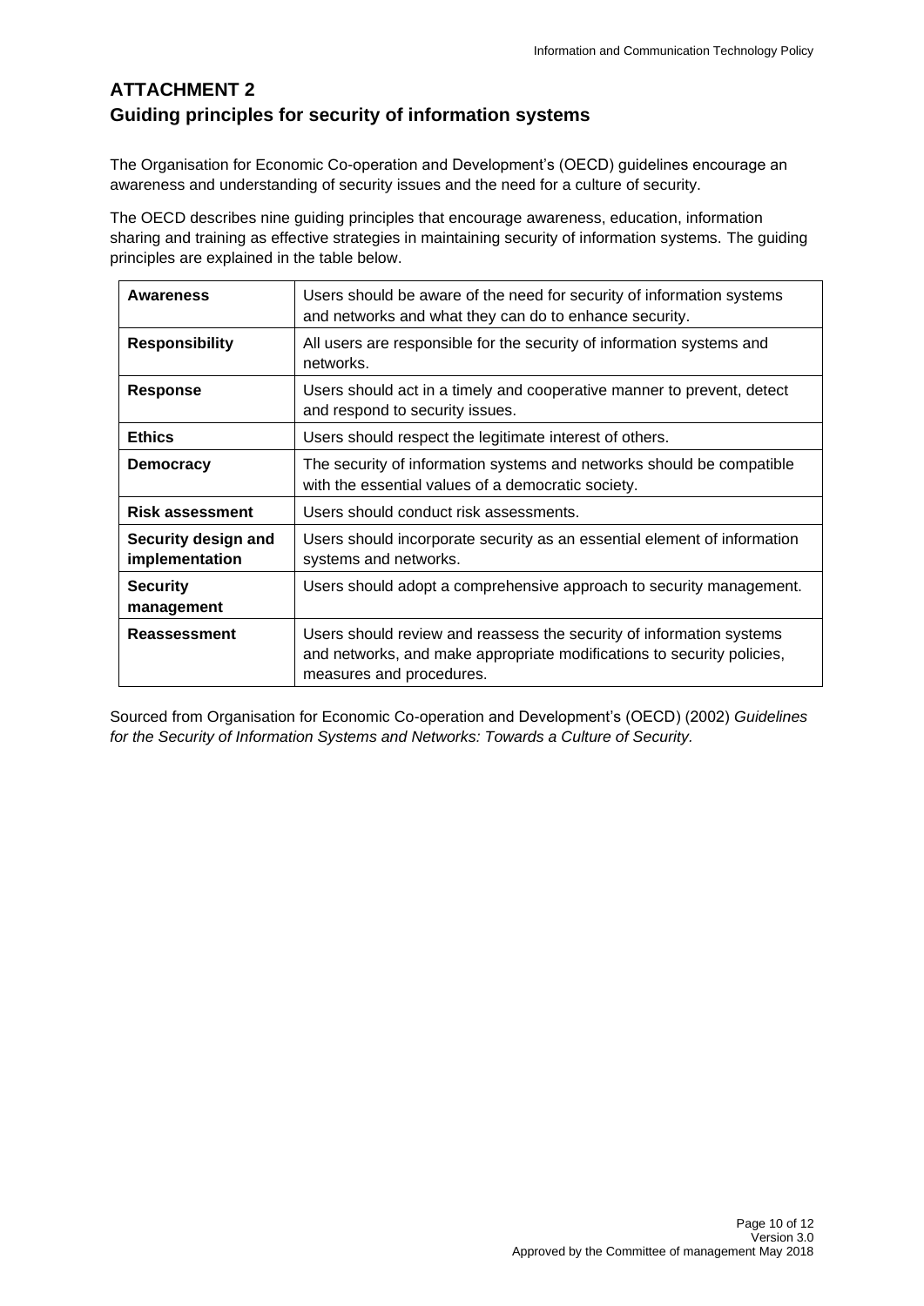# ATTACHMENT 2

## Guiding principles for security of information systems

The Organisation for Economic Co-operation and Development's (OECD) guidelines encourage an awareness and understanding of security issues and the need for a culture of security.

The OECD describes nine guiding principles that encourage awareness, education, information sharing and training as effective strategies in maintaining security of information systems. The guiding principles are explained in the table below.

| | |
|---|---|
| **Awareness** | Users should be aware of the need for security of information systems and networks and what they can do to enhance security. |
| **Responsibility** | All users are responsible for the security of information systems and networks. |
| **Response** | Users should act in a timely and cooperative manner to prevent, detect and respond to security issues. |
| **Ethics** | Users should respect the legitimate interest of others. |
| **Democracy** | The security of information systems and networks should be compatible with the essential values of a democratic society. |
| **Risk assessment** | Users should conduct risk assessments. |
| **Security design and implementation** | Users should incorporate security as an essential element of information systems and networks. |
| **Security management** | Users should adopt a comprehensive approach to security management. |
| **Reassessment** | Users should review and reassess the security of information systems and networks, and make appropriate modifications to security policies, measures and procedures. |

Sourced from Organisation for Economic Co-operation and Development's (OECD) (2002) *Guidelines for the Security of Information Systems and Networks: Towards a Culture of Security.*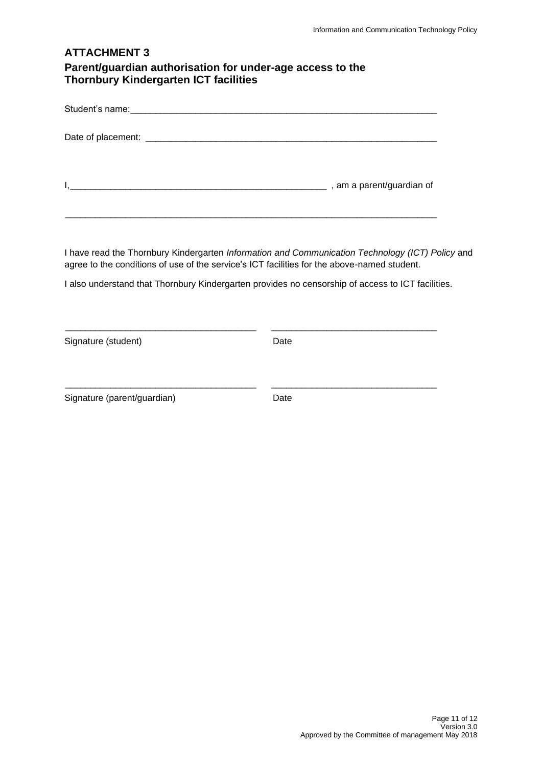# ATTACHMENT 3

## Parent/guardian authorisation for under-age access to the Thornbury Kindergarten ICT facilities

Student's name:_______________________________________________________________

Date of placement: ____________________________________________________________

I,____________________________________________________ , am a parent/guardian of

______________________________________________________________________________

I have read the Thornbury Kindergarten *Information and Communication Technology (ICT) Policy* and agree to the conditions of use of the service's ICT facilities for the above-named student.

I also understand that Thornbury Kindergarten provides no censorship of access to ICT facilities.

______________________________________ ________________________________

Signature (student) Date

______________________________________ ________________________________

Signature (parent/guardian) Date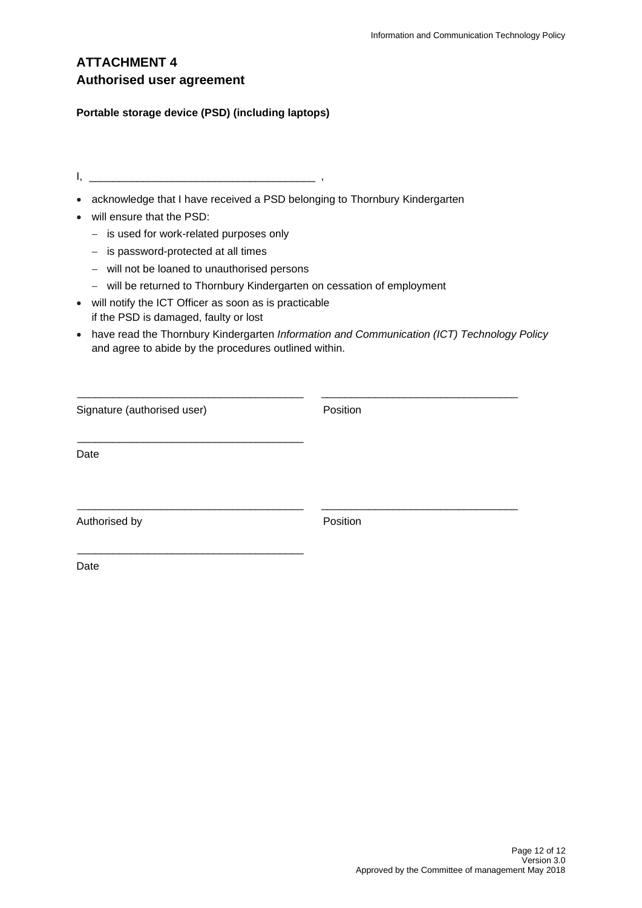# ATTACHMENT 4
## Authorised user agreement

**Portable storage device (PSD) (including laptops)**

I, _____________________________________ ,

- acknowledge that I have received a PSD belonging to Thornbury Kindergarten
- will ensure that the PSD:
  - is used for work-related purposes only
  - is password-protected at all times
  - will not be loaned to unauthorised persons
  - will be returned to Thornbury Kindergarten on cessation of employment
- will notify the ICT Officer as soon as is practicable if the PSD is damaged, faulty or lost
- have read the Thornbury Kindergarten *Information and Communication (ICT) Technology Policy* and agree to abide by the procedures outlined within.

_____________________________________ _______________________________

Signature (authorised user) Position

_____________________________________

Date

_____________________________________ _______________________________

Authorised by Position

_____________________________________

Date

Version 3.0
Approved by the Committee of management May 2018